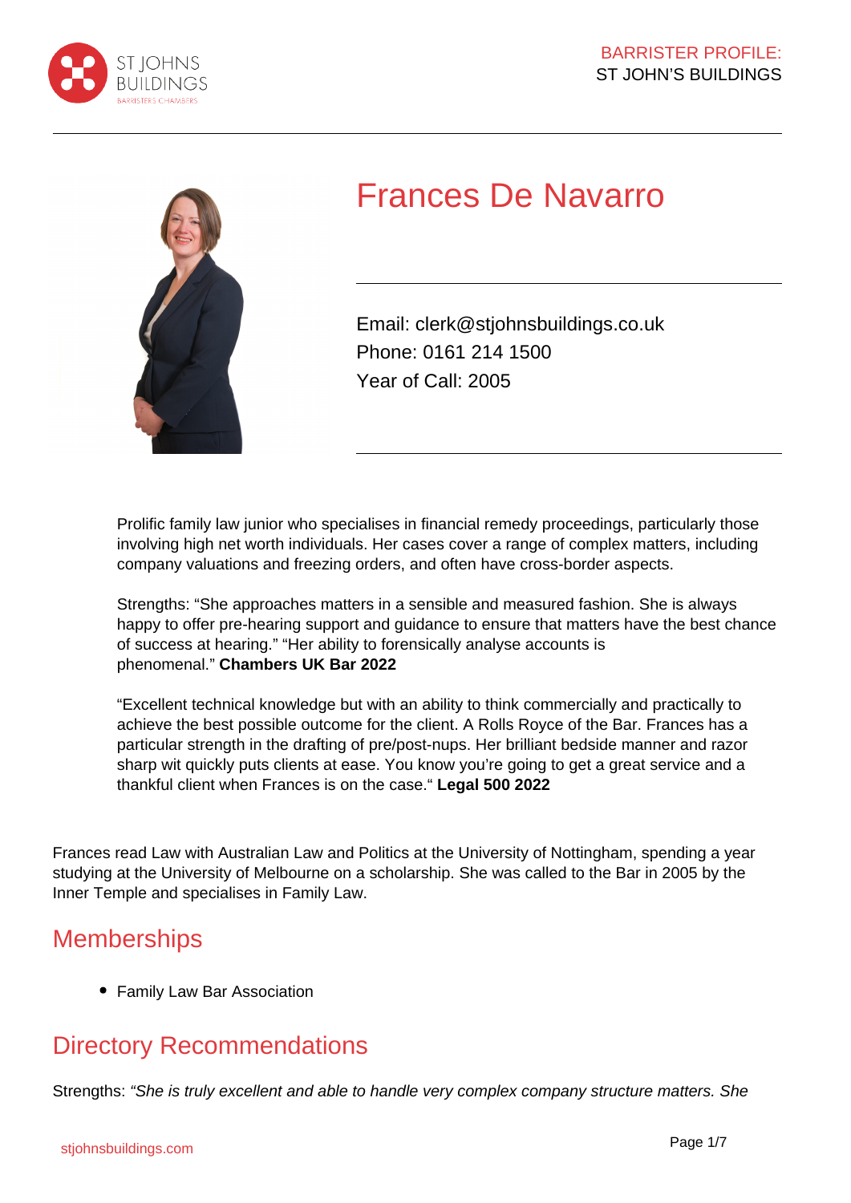# Frances De Navarro

Email: clerk@stjohnsbuildings.co.uk
Phone: 0161 214 1500
Year of Call: 2005

Prolific family law junior who specialises in financial remedy proceedings, particularly those involving high net worth individuals. Her cases cover a range of complex matters, including company valuations and freezing orders, and often have cross-border aspects.

Strengths: "She approaches matters in a sensible and measured fashion. She is always happy to offer pre-hearing support and guidance to ensure that matters have the best chance of success at hearing." "Her ability to forensically analyse accounts is phenomenal." **Chambers UK Bar 2022**

"Excellent technical knowledge but with an ability to think commercially and practically to achieve the best possible outcome for the client. A Rolls Royce of the Bar. Frances has a particular strength in the drafting of pre/post-nups. Her brilliant bedside manner and razor sharp wit quickly puts clients at ease. You know you're going to get a great service and a thankful client when Frances is on the case." **Legal 500 2022**

Frances read Law with Australian Law and Politics at the University of Nottingham, spending a year studying at the University of Melbourne on a scholarship. She was called to the Bar in 2005 by the Inner Temple and specialises in Family Law.

## Memberships

- Family Law Bar Association

## Directory Recommendations

Strengths: *"She is truly excellent and able to handle very complex company structure matters. She*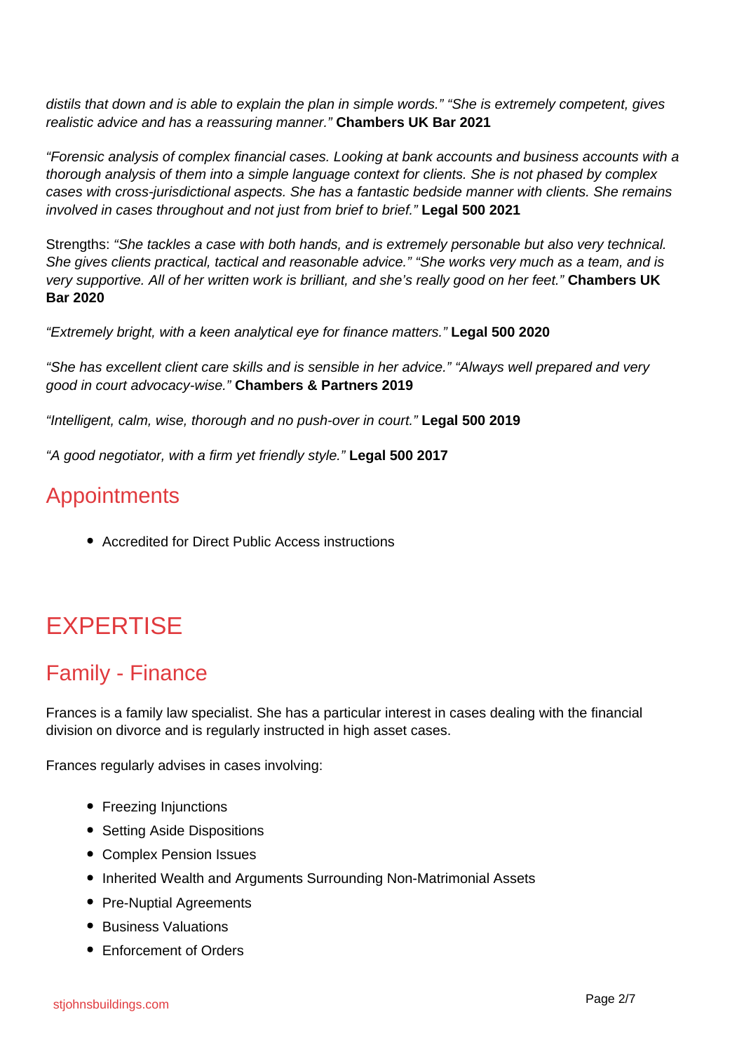*distils that down and is able to explain the plan in simple words." "She is extremely competent, gives realistic advice and has a reassuring manner."* **Chambers UK Bar 2021**

*"Forensic analysis of complex financial cases. Looking at bank accounts and business accounts with a thorough analysis of them into a simple language context for clients. She is not phased by complex cases with cross-jurisdictional aspects. She has a fantastic bedside manner with clients. She remains involved in cases throughout and not just from brief to brief."* **Legal 500 2021**

Strengths: *"She tackles a case with both hands, and is extremely personable but also very technical. She gives clients practical, tactical and reasonable advice." "She works very much as a team, and is very supportive. All of her written work is brilliant, and she's really good on her feet."* **Chambers UK Bar 2020**

*"Extremely bright, with a keen analytical eye for finance matters."* **Legal 500 2020**

*"She has excellent client care skills and is sensible in her advice." "Always well prepared and very good in court advocacy-wise."* **Chambers & Partners 2019**

*"Intelligent, calm, wise, thorough and no push-over in court."* **Legal 500 2019**

*"A good negotiator, with a firm yet friendly style."* **Legal 500 2017**

## Appointments

- Accredited for Direct Public Access instructions

# EXPERTISE

## Family - Finance

Frances is a family law specialist. She has a particular interest in cases dealing with the financial division on divorce and is regularly instructed in high asset cases.

Frances regularly advises in cases involving:

- Freezing Injunctions
- Setting Aside Dispositions
- Complex Pension Issues
- Inherited Wealth and Arguments Surrounding Non-Matrimonial Assets
- Pre-Nuptial Agreements
- Business Valuations
- Enforcement of Orders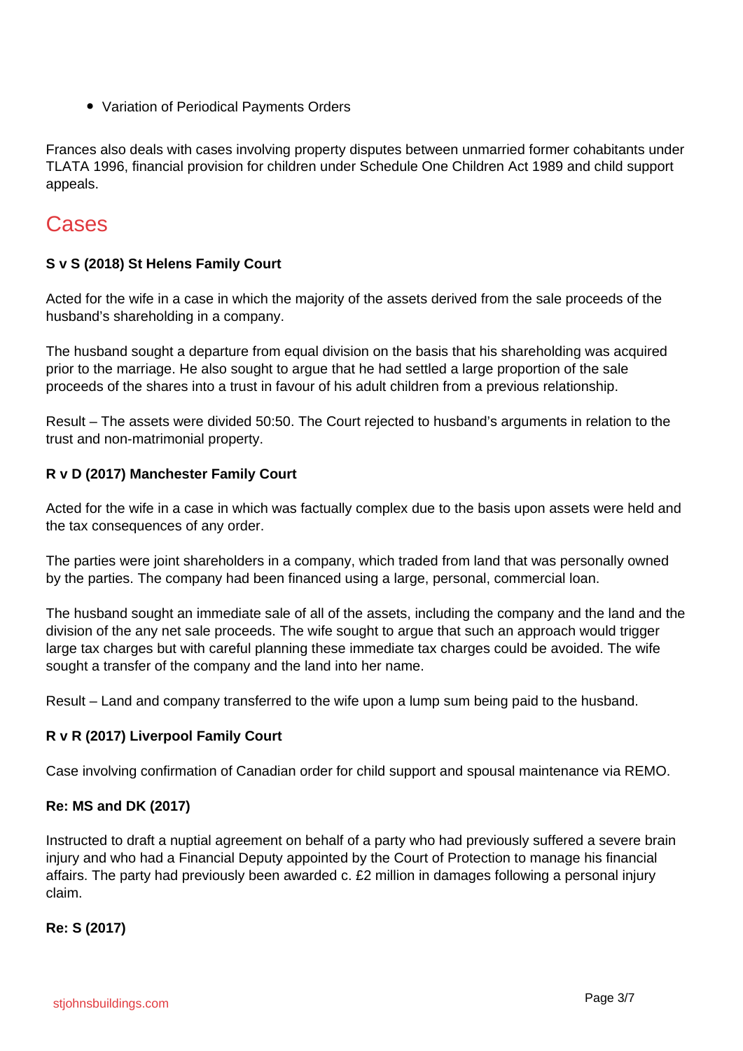- Variation of Periodical Payments Orders

Frances also deals with cases involving property disputes between unmarried former cohabitants under TLATA 1996, financial provision for children under Schedule One Children Act 1989 and child support appeals.

## Cases

**S v S (2018) St Helens Family Court**

Acted for the wife in a case in which the majority of the assets derived from the sale proceeds of the husband's shareholding in a company.

The husband sought a departure from equal division on the basis that his shareholding was acquired prior to the marriage. He also sought to argue that he had settled a large proportion of the sale proceeds of the shares into a trust in favour of his adult children from a previous relationship.

Result – The assets were divided 50:50. The Court rejected to husband's arguments in relation to the trust and non-matrimonial property.

**R v D (2017) Manchester Family Court**

Acted for the wife in a case in which was factually complex due to the basis upon assets were held and the tax consequences of any order.

The parties were joint shareholders in a company, which traded from land that was personally owned by the parties. The company had been financed using a large, personal, commercial loan.

The husband sought an immediate sale of all of the assets, including the company and the land and the division of the any net sale proceeds. The wife sought to argue that such an approach would trigger large tax charges but with careful planning these immediate tax charges could be avoided. The wife sought a transfer of the company and the land into her name.

Result – Land and company transferred to the wife upon a lump sum being paid to the husband.

**R v R (2017) Liverpool Family Court**

Case involving confirmation of Canadian order for child support and spousal maintenance via REMO.

**Re: MS and DK (2017)**

Instructed to draft a nuptial agreement on behalf of a party who had previously suffered a severe brain injury and who had a Financial Deputy appointed by the Court of Protection to manage his financial affairs. The party had previously been awarded c. £2 million in damages following a personal injury claim.

**Re: S (2017)**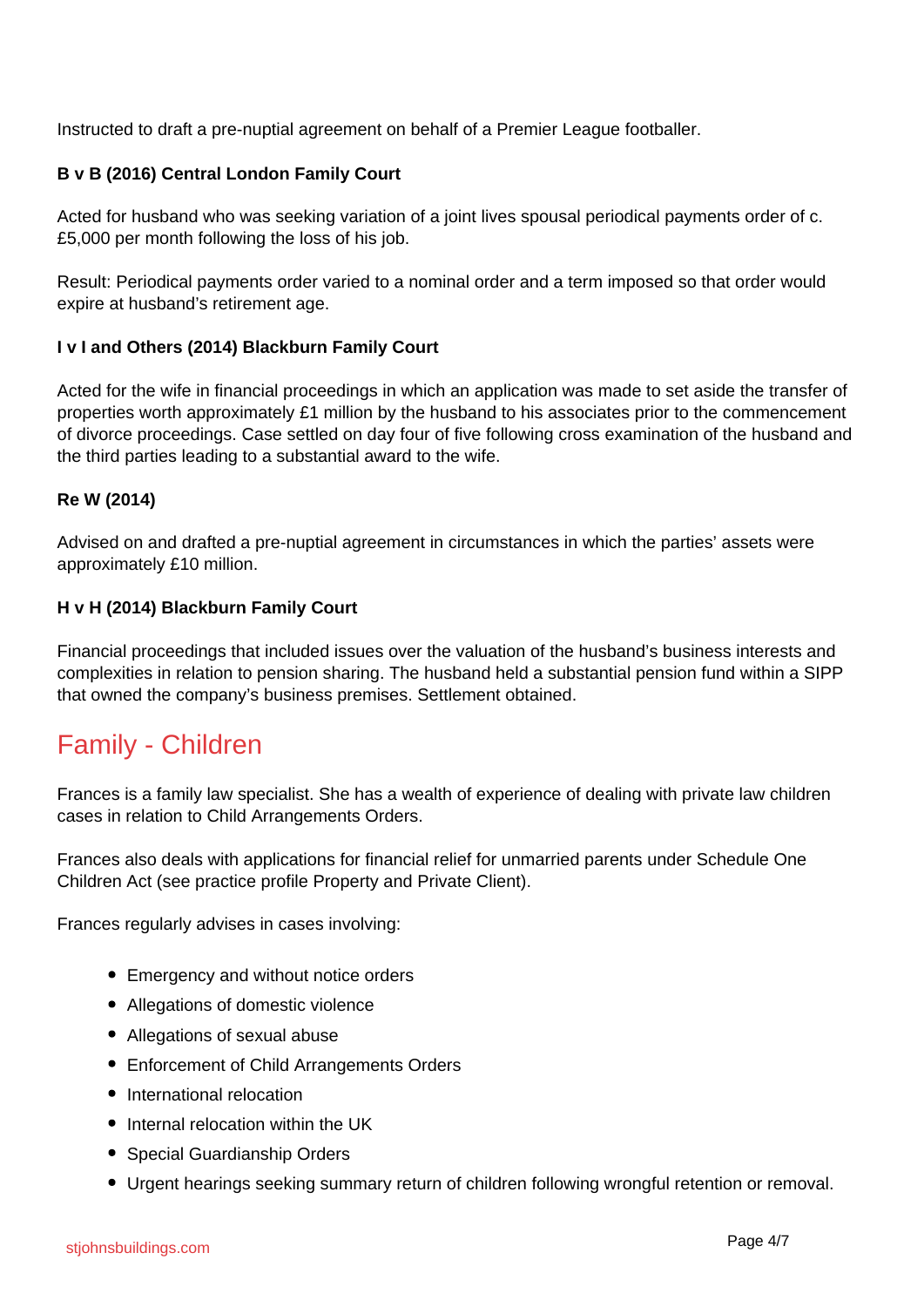Instructed to draft a pre-nuptial agreement on behalf of a Premier League footballer.

**B v B (2016) Central London Family Court**

Acted for husband who was seeking variation of a joint lives spousal periodical payments order of c. £5,000 per month following the loss of his job.

Result: Periodical payments order varied to a nominal order and a term imposed so that order would expire at husband's retirement age.

**I v I and Others (2014) Blackburn Family Court**

Acted for the wife in financial proceedings in which an application was made to set aside the transfer of properties worth approximately £1 million by the husband to his associates prior to the commencement of divorce proceedings. Case settled on day four of five following cross examination of the husband and the third parties leading to a substantial award to the wife.

**Re W (2014)**

Advised on and drafted a pre-nuptial agreement in circumstances in which the parties' assets were approximately £10 million.

**H v H (2014) Blackburn Family Court**

Financial proceedings that included issues over the valuation of the husband's business interests and complexities in relation to pension sharing. The husband held a substantial pension fund within a SIPP that owned the company's business premises. Settlement obtained.

## Family - Children

Frances is a family law specialist. She has a wealth of experience of dealing with private law children cases in relation to Child Arrangements Orders.

Frances also deals with applications for financial relief for unmarried parents under Schedule One Children Act (see practice profile Property and Private Client).

Frances regularly advises in cases involving:

- Emergency and without notice orders
- Allegations of domestic violence
- Allegations of sexual abuse
- Enforcement of Child Arrangements Orders
- International relocation
- Internal relocation within the UK
- Special Guardianship Orders
- Urgent hearings seeking summary return of children following wrongful retention or removal.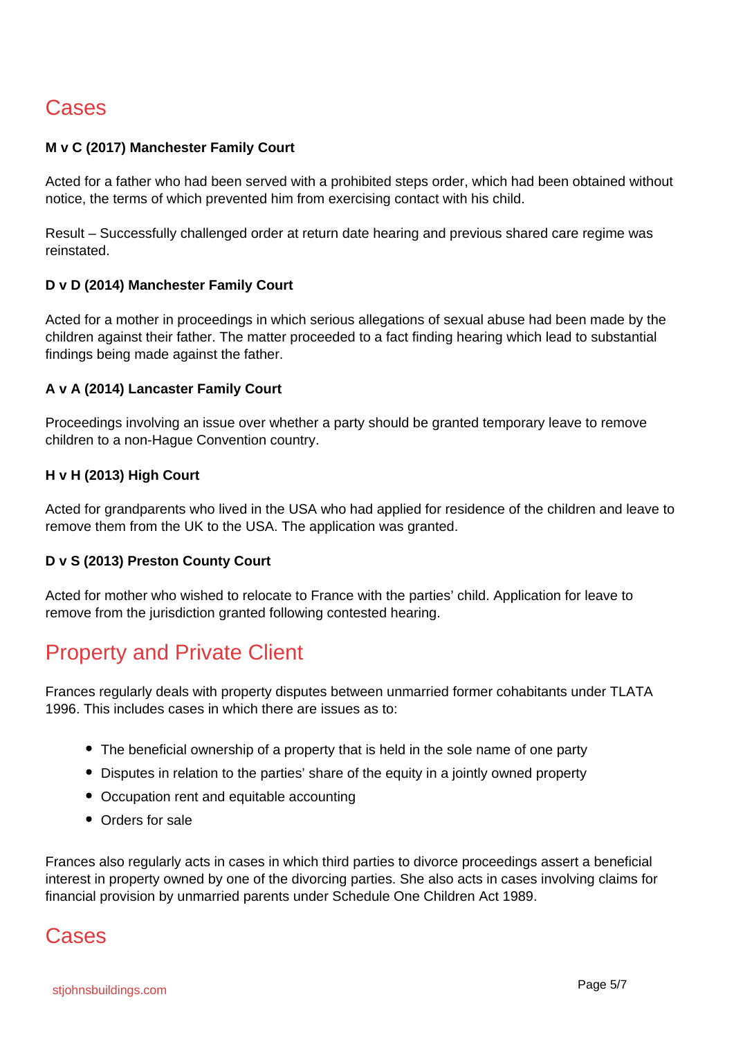## Cases

**M v C (2017) Manchester Family Court**

Acted for a father who had been served with a prohibited steps order, which had been obtained without notice, the terms of which prevented him from exercising contact with his child.

Result – Successfully challenged order at return date hearing and previous shared care regime was reinstated.

**D v D (2014) Manchester Family Court**

Acted for a mother in proceedings in which serious allegations of sexual abuse had been made by the children against their father. The matter proceeded to a fact finding hearing which lead to substantial findings being made against the father.

**A v A (2014) Lancaster Family Court**

Proceedings involving an issue over whether a party should be granted temporary leave to remove children to a non-Hague Convention country.

**H v H (2013) High Court**

Acted for grandparents who lived in the USA who had applied for residence of the children and leave to remove them from the UK to the USA. The application was granted.

**D v S (2013) Preston County Court**

Acted for mother who wished to relocate to France with the parties' child. Application for leave to remove from the jurisdiction granted following contested hearing.

## Property and Private Client

Frances regularly deals with property disputes between unmarried former cohabitants under TLATA 1996. This includes cases in which there are issues as to:

- The beneficial ownership of a property that is held in the sole name of one party
- Disputes in relation to the parties' share of the equity in a jointly owned property
- Occupation rent and equitable accounting
- Orders for sale

Frances also regularly acts in cases in which third parties to divorce proceedings assert a beneficial interest in property owned by one of the divorcing parties. She also acts in cases involving claims for financial provision by unmarried parents under Schedule One Children Act 1989.

## Cases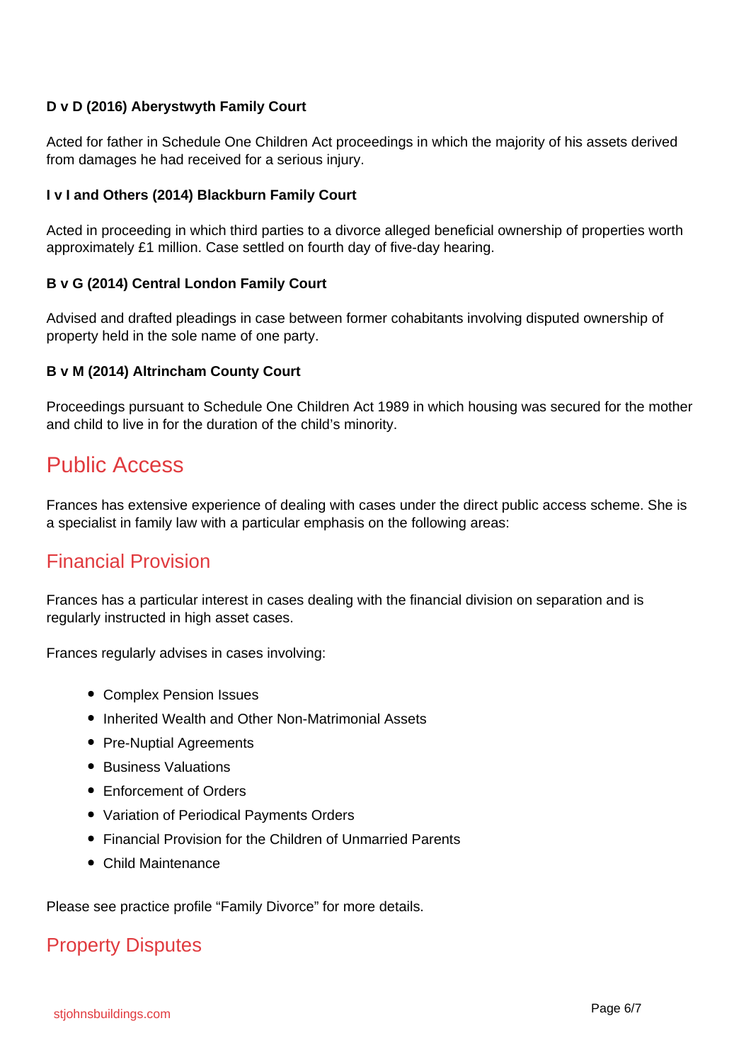**D v D (2016) Aberystwyth Family Court**

Acted for father in Schedule One Children Act proceedings in which the majority of his assets derived from damages he had received for a serious injury.

**I v I and Others (2014) Blackburn Family Court**

Acted in proceeding in which third parties to a divorce alleged beneficial ownership of properties worth approximately £1 million. Case settled on fourth day of five-day hearing.

**B v G (2014) Central London Family Court**

Advised and drafted pleadings in case between former cohabitants involving disputed ownership of property held in the sole name of one party.

**B v M (2014) Altrincham County Court**

Proceedings pursuant to Schedule One Children Act 1989 in which housing was secured for the mother and child to live in for the duration of the child's minority.

## Public Access

Frances has extensive experience of dealing with cases under the direct public access scheme. She is a specialist in family law with a particular emphasis on the following areas:

## Financial Provision

Frances has a particular interest in cases dealing with the financial division on separation and is regularly instructed in high asset cases.

Frances regularly advises in cases involving:

- Complex Pension Issues
- Inherited Wealth and Other Non-Matrimonial Assets
- Pre-Nuptial Agreements
- Business Valuations
- Enforcement of Orders
- Variation of Periodical Payments Orders
- Financial Provision for the Children of Unmarried Parents
- Child Maintenance

Please see practice profile "Family Divorce" for more details.

## Property Disputes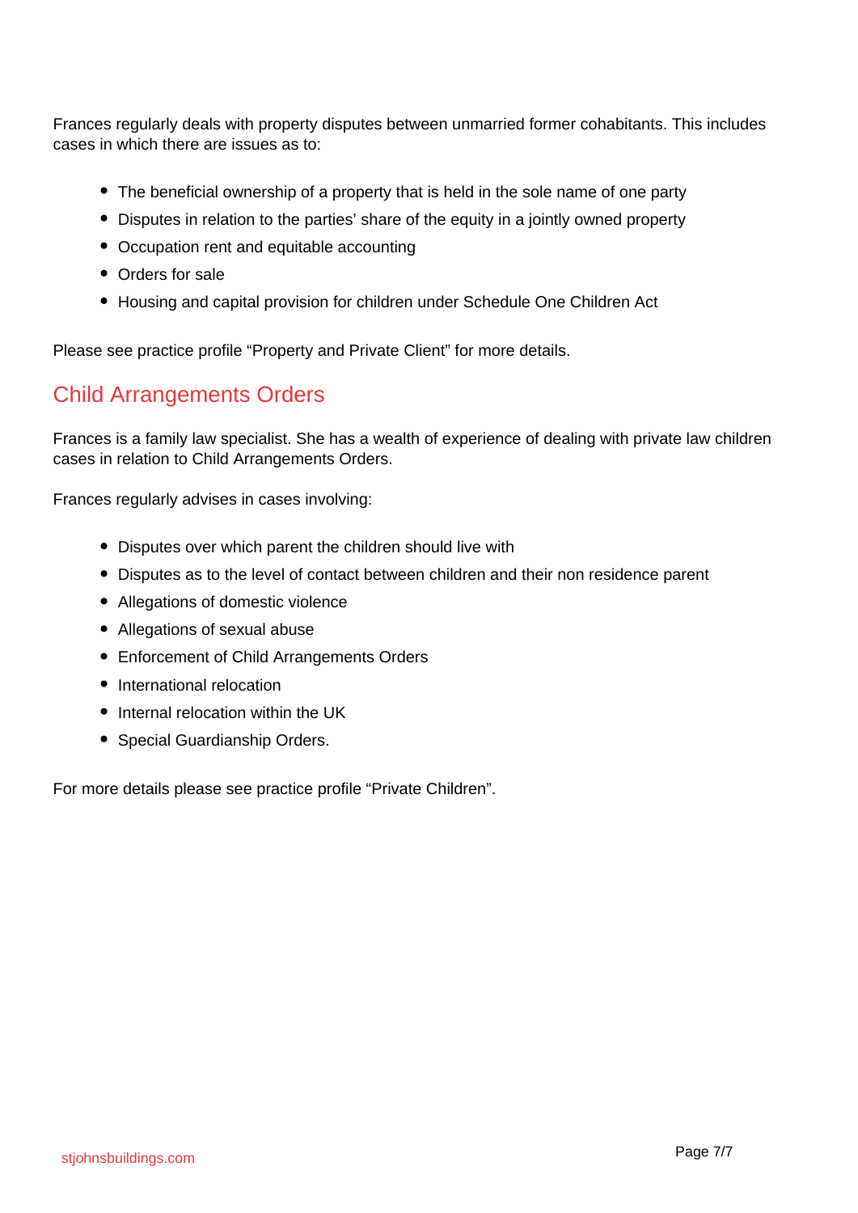Frances regularly deals with property disputes between unmarried former cohabitants. This includes cases in which there are issues as to:

- The beneficial ownership of a property that is held in the sole name of one party
- Disputes in relation to the parties' share of the equity in a jointly owned property
- Occupation rent and equitable accounting
- Orders for sale
- Housing and capital provision for children under Schedule One Children Act

Please see practice profile "Property and Private Client" for more details.

## Child Arrangements Orders

Frances is a family law specialist. She has a wealth of experience of dealing with private law children cases in relation to Child Arrangements Orders.

Frances regularly advises in cases involving:

- Disputes over which parent the children should live with
- Disputes as to the level of contact between children and their non residence parent
- Allegations of domestic violence
- Allegations of sexual abuse
- Enforcement of Child Arrangements Orders
- International relocation
- Internal relocation within the UK
- Special Guardianship Orders.

For more details please see practice profile "Private Children".